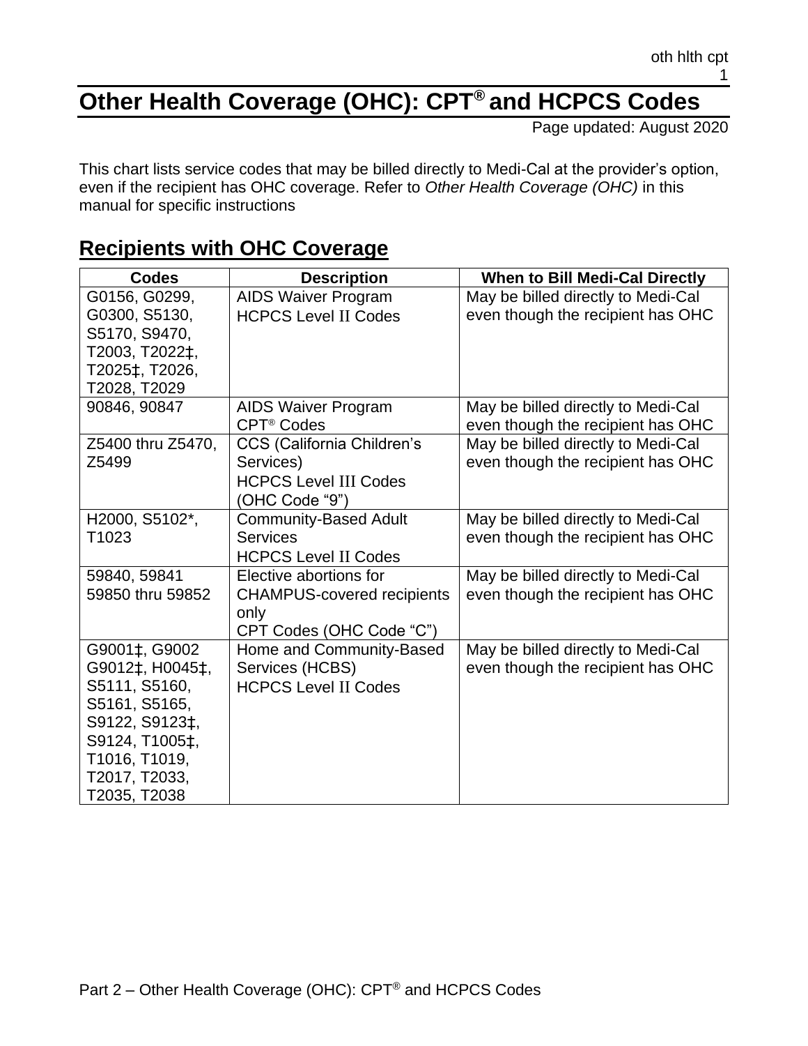# Other Health Coverage (OHC): CPT® and HCPCS Codes

Page updated: August 2020

This chart lists service codes that may be billed directly to Medi-Cal at the provider's option, even if the recipient has OHC coverage. Refer to *Other Health Coverage (OHC)* in this manual for specific instructions

## Recipients with OHC Coverage

| Codes | Description | When to Bill Medi-Cal Directly |
|---|---|---|
| G0156, G0299, G0300, S5130, S5170, S9470, T2003, T2022‡, T2025‡, T2026, T2028, T2029 | AIDS Waiver Program<br>HCPCS Level II Codes | May be billed directly to Medi-Cal even though the recipient has OHC |
| 90846, 90847 | AIDS Waiver Program<br>CPT® Codes | May be billed directly to Medi-Cal even though the recipient has OHC |
| Z5400 thru Z5470, Z5499 | CCS (California Children's Services)<br>HCPCS Level III Codes (OHC Code "9") | May be billed directly to Medi-Cal even though the recipient has OHC |
| H2000, S5102*, T1023 | Community-Based Adult Services<br>HCPCS Level II Codes | May be billed directly to Medi-Cal even though the recipient has OHC |
| 59840, 59841<br>59850 thru 59852 | Elective abortions for CHAMPUS-covered recipients only<br>CPT Codes (OHC Code "C") | May be billed directly to Medi-Cal even though the recipient has OHC |
| G9001‡, G9002 G9012‡, H0045‡, S5111, S5160, S5161, S5165, S9122, S9123‡, S9124, T1005‡, T1016, T1019, T2017, T2033, T2035, T2038 | Home and Community-Based Services (HCBS)<br>HCPCS Level II Codes | May be billed directly to Medi-Cal even though the recipient has OHC |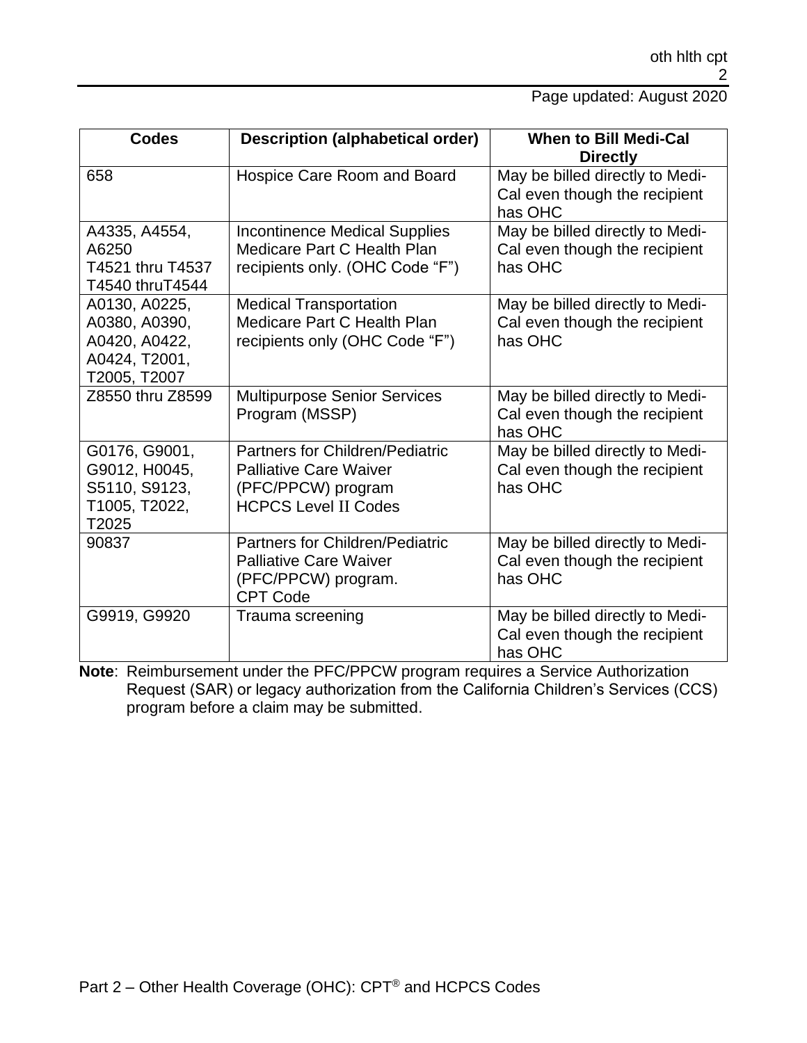| Codes | Description (alphabetical order) | When to Bill Medi-Cal Directly |
|---|---|---|
| 658 | Hospice Care Room and Board | May be billed directly to Medi-Cal even though the recipient has OHC |
| A4335, A4554, A6250<br>T4521 thru T4537<br>T4540 thruT4544 | Incontinence Medical Supplies Medicare Part C Health Plan recipients only. (OHC Code "F") | May be billed directly to Medi-Cal even though the recipient has OHC |
| A0130, A0225, A0380, A0390, A0420, A0422, A0424, T2001, T2005, T2007 | Medical Transportation Medicare Part C Health Plan recipients only (OHC Code "F") | May be billed directly to Medi-Cal even though the recipient has OHC |
| Z8550 thru Z8599 | Multipurpose Senior Services Program (MSSP) | May be billed directly to Medi-Cal even though the recipient has OHC |
| G0176, G9001, G9012, H0045, S5110, S9123, T1005, T2022, T2025 | Partners for Children/Pediatric Palliative Care Waiver (PFC/PPCW) program<br>HCPCS Level II Codes | May be billed directly to Medi-Cal even though the recipient has OHC |
| 90837 | Partners for Children/Pediatric Palliative Care Waiver (PFC/PPCW) program.<br>CPT Code | May be billed directly to Medi-Cal even though the recipient has OHC |
| G9919, G9920 | Trauma screening | May be billed directly to Medi-Cal even though the recipient has OHC |

**Note**: Reimbursement under the PFC/PPCW program requires a Service Authorization Request (SAR) or legacy authorization from the California Children's Services (CCS) program before a claim may be submitted.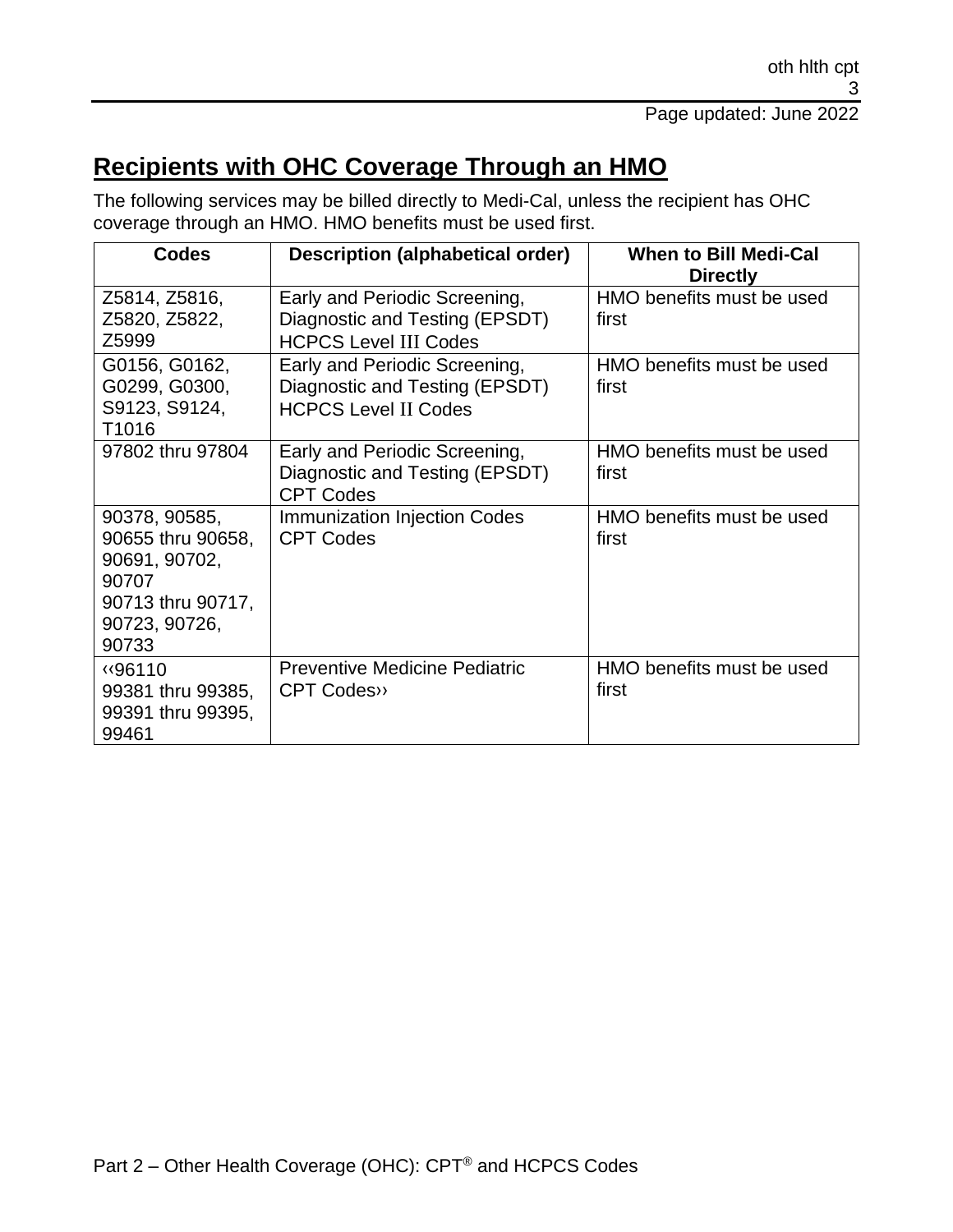## Recipients with OHC Coverage Through an HMO

The following services may be billed directly to Medi-Cal, unless the recipient has OHC coverage through an HMO. HMO benefits must be used first.

| Codes | Description (alphabetical order) | When to Bill Medi-Cal Directly |
|---|---|---|
| Z5814, Z5816, Z5820, Z5822, Z5999 | Early and Periodic Screening, Diagnostic and Testing (EPSDT) HCPCS Level III Codes | HMO benefits must be used first |
| G0156, G0162, G0299, G0300, S9123, S9124, T1016 | Early and Periodic Screening, Diagnostic and Testing (EPSDT) HCPCS Level II Codes | HMO benefits must be used first |
| 97802 thru 97804 | Early and Periodic Screening, Diagnostic and Testing (EPSDT) CPT Codes | HMO benefits must be used first |
| 90378, 90585, 90655 thru 90658, 90691, 90702, 90707 90713 thru 90717, 90723, 90726, 90733 | Immunization Injection Codes CPT Codes | HMO benefits must be used first |
| ‹‹96110 99381 thru 99385, 99391 thru 99395, 99461 | Preventive Medicine Pediatric CPT Codes›› | HMO benefits must be used first |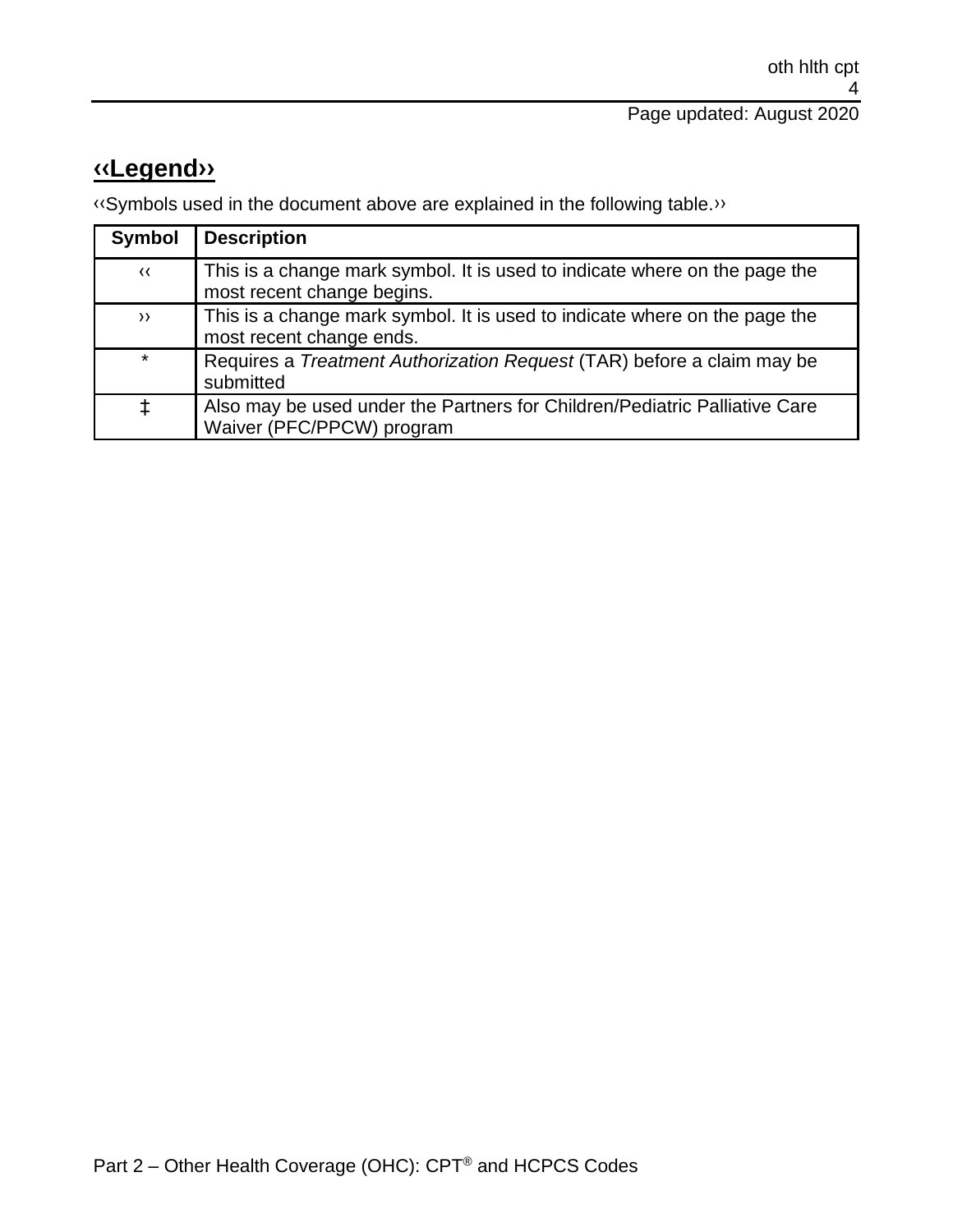## ‹‹Legend››

‹‹Symbols used in the document above are explained in the following table.››

| Symbol | Description |
| --- | --- |
| ‹‹ | This is a change mark symbol. It is used to indicate where on the page the most recent change begins. |
| ›› | This is a change mark symbol. It is used to indicate where on the page the most recent change ends. |
| * | Requires a *Treatment Authorization Request* (TAR) before a claim may be submitted |
| ‡ | Also may be used under the Partners for Children/Pediatric Palliative Care Waiver (PFC/PPCW) program |